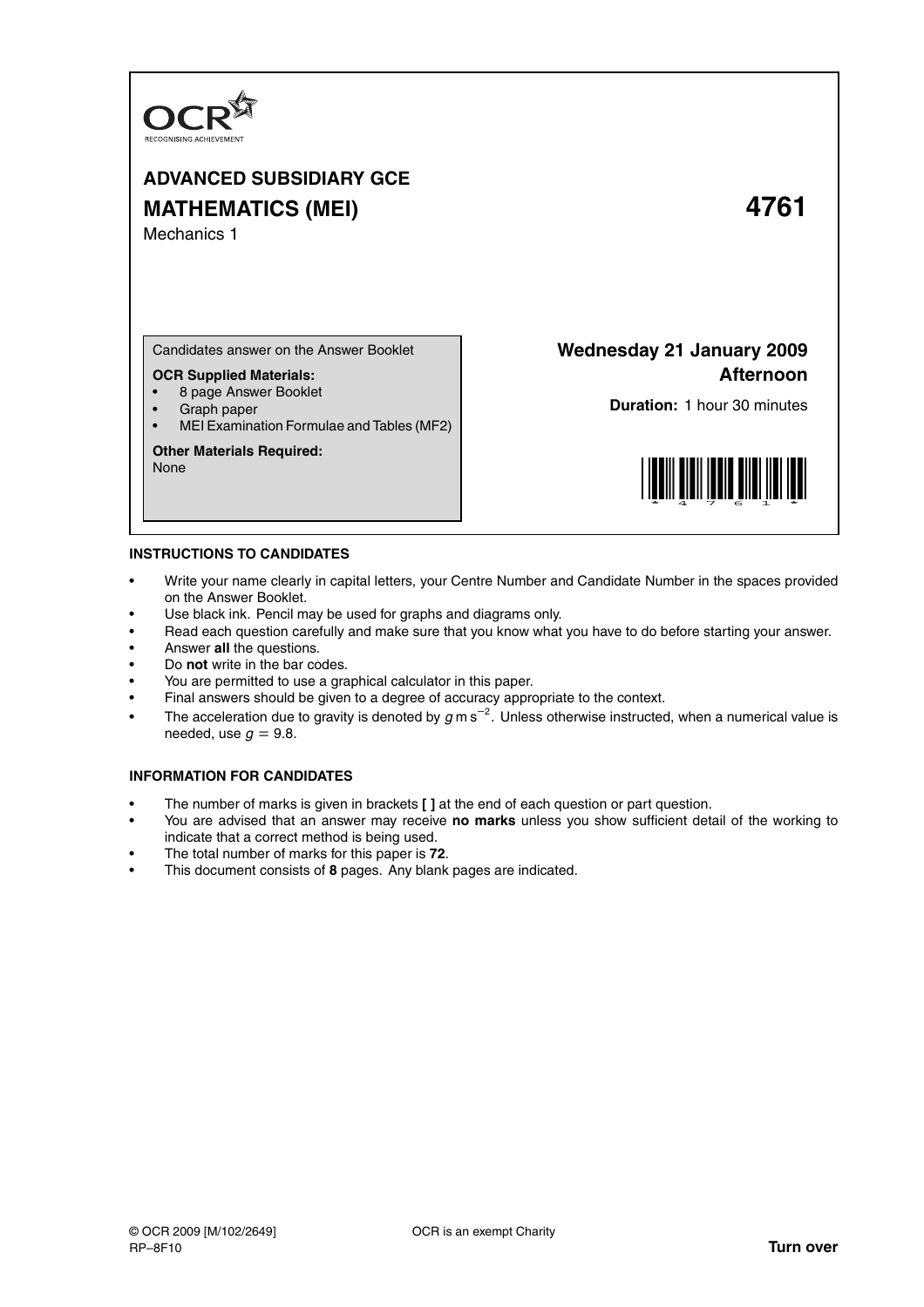OCR
RECOGNISING ACHIEVEMENT

# ADVANCED SUBSIDIARY GCE

# MATHEMATICS (MEI) 4761

Mechanics 1

Candidates answer on the Answer Booklet

**OCR Supplied Materials:**

- 8 page Answer Booklet
- Graph paper
- MEI Examination Formulae and Tables (MF2)

**Other Materials Required:**
None

**Wednesday 21 January 2009**
**Afternoon**

**Duration:** 1 hour 30 minutes

## INSTRUCTIONS TO CANDIDATES

- Write your name clearly in capital letters, your Centre Number and Candidate Number in the spaces provided on the Answer Booklet.
- Use black ink. Pencil may be used for graphs and diagrams only.
- Read each question carefully and make sure that you know what you have to do before starting your answer.
- Answer **all** the questions.
- Do **not** write in the bar codes.
- You are permitted to use a graphical calculator in this paper.
- Final answers should be given to a degree of accuracy appropriate to the context.
- The acceleration due to gravity is denoted by $g\ \text{m s}^{-2}$. Unless otherwise instructed, when a numerical value is needed, use $g = 9.8$.

## INFORMATION FOR CANDIDATES

- The number of marks is given in brackets **[ ]** at the end of each question or part question.
- You are advised that an answer may receive **no marks** unless you show sufficient detail of the working to indicate that a correct method is being used.
- The total number of marks for this paper is **72**.
- This document consists of **8** pages. Any blank pages are indicated.

© OCR 2009 [M/102/2649] OCR is an exempt Charity
RP–8F10

**Turn over**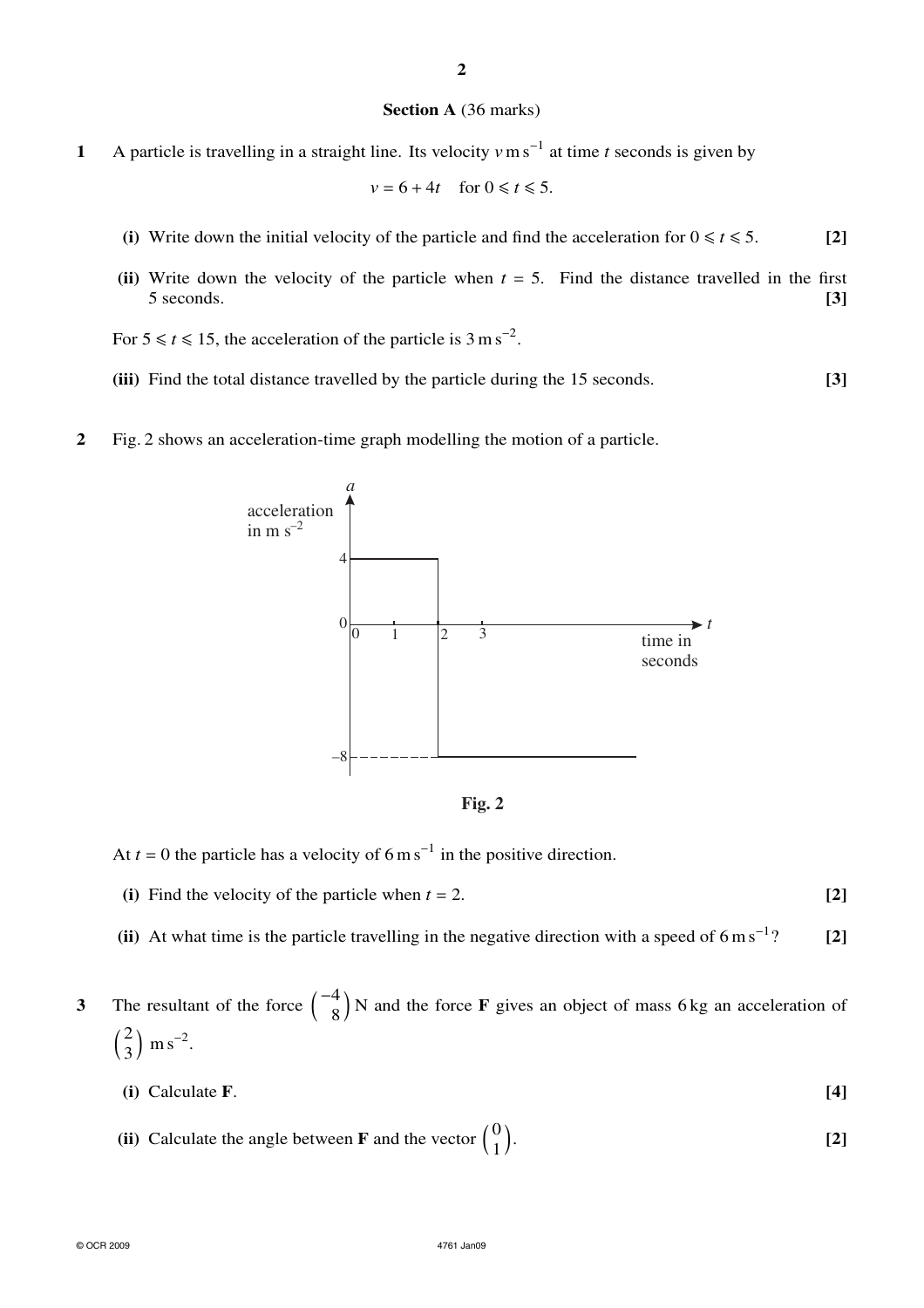## Section A (36 marks)

**1** A particle is travelling in a straight line. Its velocity $v \text{ m s}^{-1}$ at time $t$ seconds is given by

$$v = 6 + 4t \quad \text{for } 0 \leqslant t \leqslant 5.$$

**(i)** Write down the initial velocity of the particle and find the acceleration for $0 \leqslant t \leqslant 5$. **[2]**

**(ii)** Write down the velocity of the particle when $t = 5$. Find the distance travelled in the first 5 seconds. **[3]**

For $5 \leqslant t \leqslant 15$, the acceleration of the particle is $3 \text{ m s}^{-2}$.

**(iii)** Find the total distance travelled by the particle during the 15 seconds. **[3]**

**2** Fig. 2 shows an acceleration-time graph modelling the motion of a particle.

**Fig. 2**

At $t = 0$ the particle has a velocity of $6 \text{ m s}^{-1}$ in the positive direction.

**(i)** Find the velocity of the particle when $t = 2$. **[2]**

**(ii)** At what time is the particle travelling in the negative direction with a speed of $6 \text{ m s}^{-1}$? **[2]**

**3** The resultant of the force $\begin{pmatrix} -4 \\ 8 \end{pmatrix}$ N and the force $\mathbf{F}$ gives an object of mass 6 kg an acceleration of $\begin{pmatrix} 2 \\ 3 \end{pmatrix} \text{ m s}^{-2}$.

**(i)** Calculate $\mathbf{F}$. **[4]**

**(ii)** Calculate the angle between $\mathbf{F}$ and the vector $\begin{pmatrix} 0 \\ 1 \end{pmatrix}$. **[2]**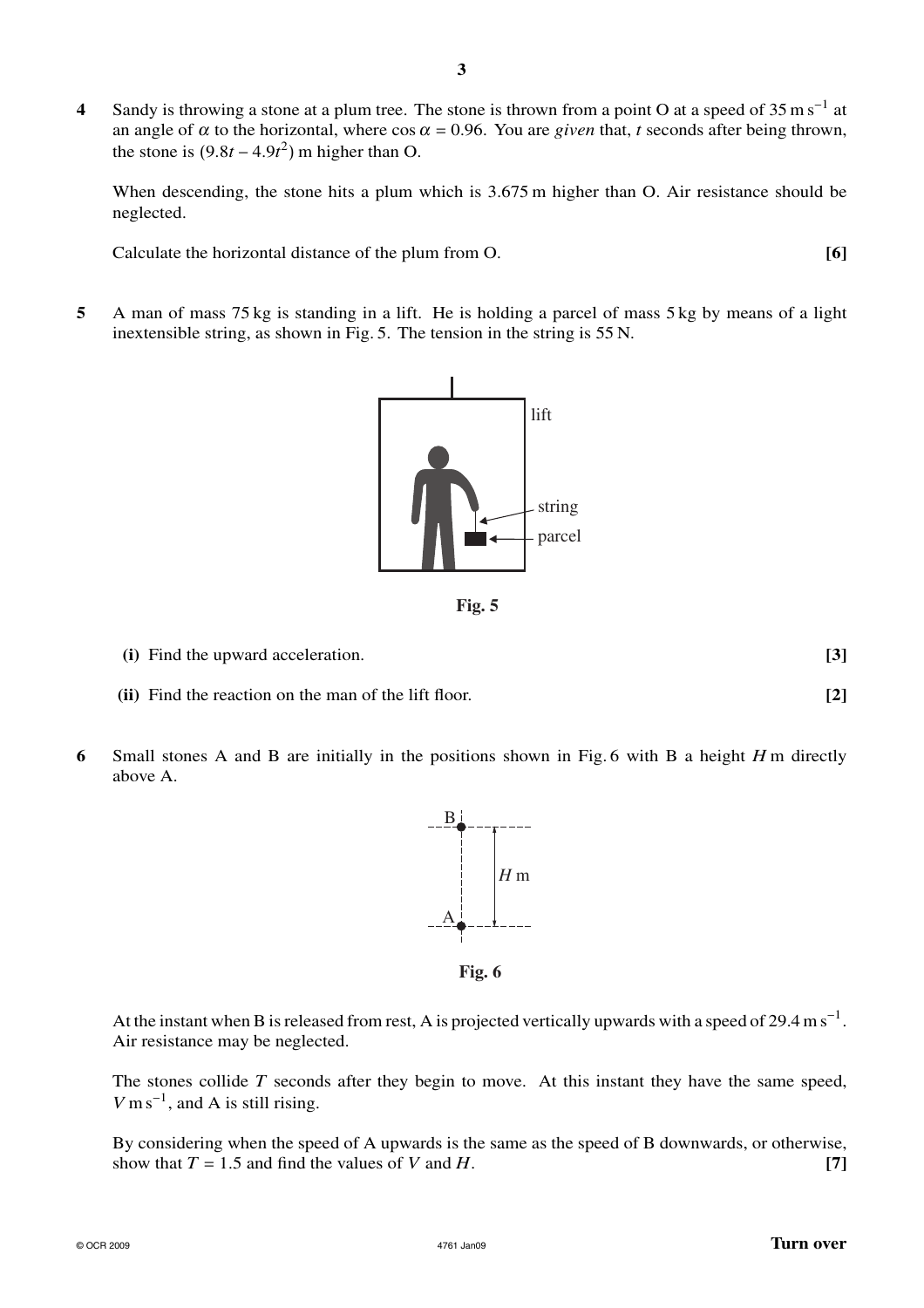**4** Sandy is throwing a stone at a plum tree. The stone is thrown from a point O at a speed of $35\text{ m s}^{-1}$ at an angle of $\alpha$ to the horizontal, where $\cos\alpha = 0.96$. You are *given* that, $t$ seconds after being thrown, the stone is $(9.8t - 4.9t^2)$ m higher than O.

When descending, the stone hits a plum which is 3.675 m higher than O. Air resistance should be neglected.

Calculate the horizontal distance of the plum from O. **[6]**

**5** A man of mass 75 kg is standing in a lift. He is holding a parcel of mass 5 kg by means of a light inextensible string, as shown in Fig. 5. The tension in the string is 55 N.

lift

string

parcel

**Fig. 5**

**(i)** Find the upward acceleration. **[3]**

**(ii)** Find the reaction on the man of the lift floor. **[2]**

**6** Small stones A and B are initially in the positions shown in Fig. 6 with B a height $H$ m directly above A.

B

$H$ m

A

**Fig. 6**

At the instant when B is released from rest, A is projected vertically upwards with a speed of $29.4\text{ m s}^{-1}$. Air resistance may be neglected.

The stones collide $T$ seconds after they begin to move. At this instant they have the same speed, $V\text{ m s}^{-1}$, and A is still rising.

By considering when the speed of A upwards is the same as the speed of B downwards, or otherwise, show that $T = 1.5$ and find the values of $V$ and $H$. **[7]**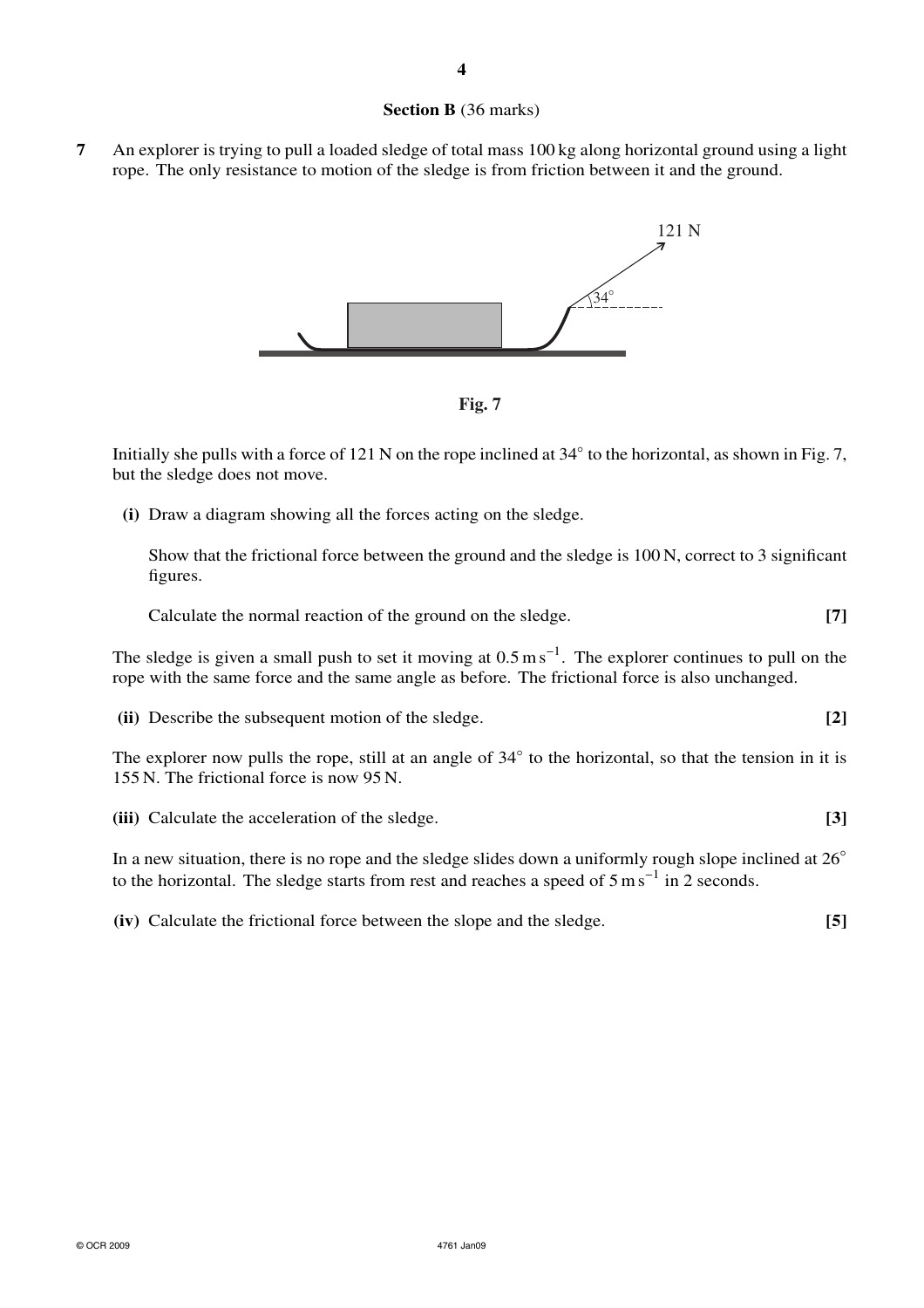## Section B (36 marks)

**7** An explorer is trying to pull a loaded sledge of total mass 100 kg along horizontal ground using a light rope. The only resistance to motion of the sledge is from friction between it and the ground.

121 N

34°

**Fig. 7**

Initially she pulls with a force of 121 N on the rope inclined at 34° to the horizontal, as shown in Fig. 7, but the sledge does not move.

**(i)** Draw a diagram showing all the forces acting on the sledge.

Show that the frictional force between the ground and the sledge is 100 N, correct to 3 significant figures.

Calculate the normal reaction of the ground on the sledge. **[7]**

The sledge is given a small push to set it moving at $0.5\,\mathrm{m\,s^{-1}}$. The explorer continues to pull on the rope with the same force and the same angle as before. The frictional force is also unchanged.

**(ii)** Describe the subsequent motion of the sledge. **[2]**

The explorer now pulls the rope, still at an angle of 34° to the horizontal, so that the tension in it is 155 N. The frictional force is now 95 N.

**(iii)** Calculate the acceleration of the sledge. **[3]**

In a new situation, there is no rope and the sledge slides down a uniformly rough slope inclined at 26° to the horizontal. The sledge starts from rest and reaches a speed of $5\,\mathrm{m\,s^{-1}}$ in 2 seconds.

**(iv)** Calculate the frictional force between the slope and the sledge. **[5]**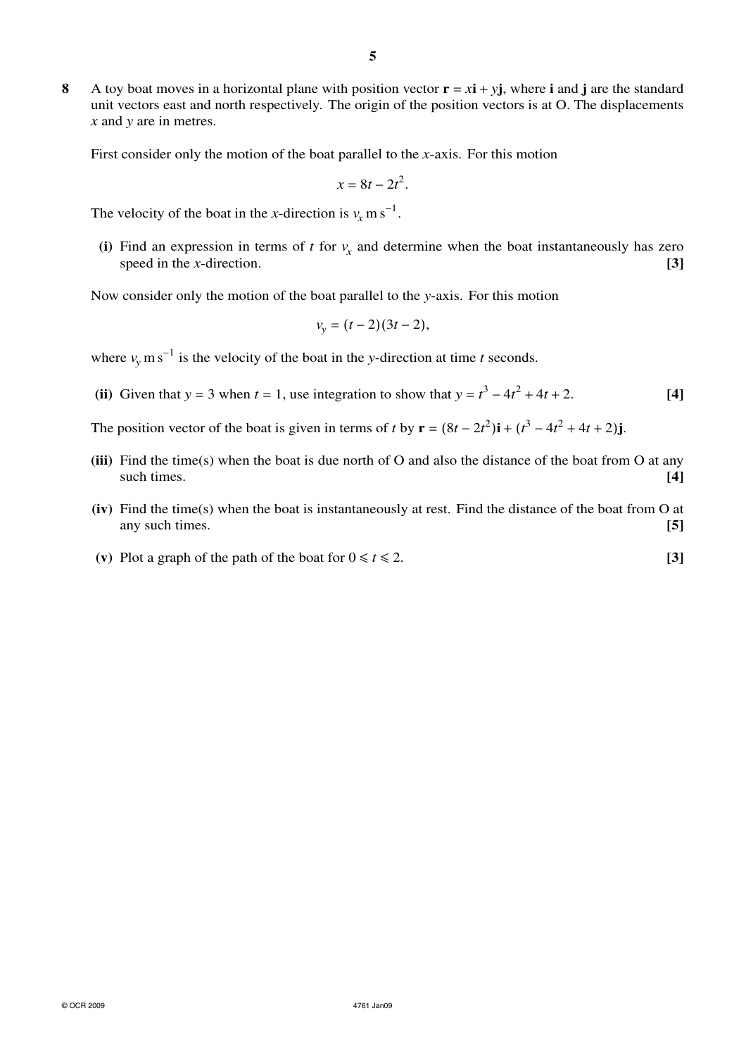**8** A toy boat moves in a horizontal plane with position vector $\mathbf{r} = x\mathbf{i} + y\mathbf{j}$, where $\mathbf{i}$ and $\mathbf{j}$ are the standard unit vectors east and north respectively. The origin of the position vectors is at O. The displacements $x$ and $y$ are in metres.

First consider only the motion of the boat parallel to the $x$-axis. For this motion

$$x = 8t - 2t^2.$$

The velocity of the boat in the $x$-direction is $v_x \text{ m s}^{-1}$.

**(i)** Find an expression in terms of $t$ for $v_x$ and determine when the boat instantaneously has zero speed in the $x$-direction. **[3]**

Now consider only the motion of the boat parallel to the $y$-axis. For this motion

$$v_y = (t - 2)(3t - 2),$$

where $v_y \text{ m s}^{-1}$ is the velocity of the boat in the $y$-direction at time $t$ seconds.

**(ii)** Given that $y = 3$ when $t = 1$, use integration to show that $y = t^3 - 4t^2 + 4t + 2$. **[4]**

The position vector of the boat is given in terms of $t$ by $\mathbf{r} = (8t - 2t^2)\mathbf{i} + (t^3 - 4t^2 + 4t + 2)\mathbf{j}$.

**(iii)** Find the time(s) when the boat is due north of O and also the distance of the boat from O at any such times. **[4]**

**(iv)** Find the time(s) when the boat is instantaneously at rest. Find the distance of the boat from O at any such times. **[5]**

**(v)** Plot a graph of the path of the boat for $0 \leqslant t \leqslant 2$. **[3]**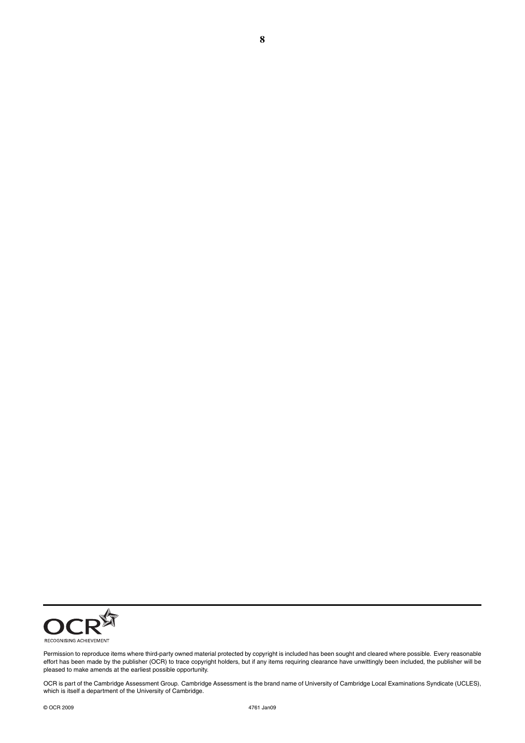RECOGNISING ACHIEVEMENT

Permission to reproduce items where third-party owned material protected by copyright is included has been sought and cleared where possible. Every reasonable effort has been made by the publisher (OCR) to trace copyright holders, but if any items requiring clearance have unwittingly been included, the publisher will be pleased to make amends at the earliest possible opportunity.

OCR is part of the Cambridge Assessment Group. Cambridge Assessment is the brand name of University of Cambridge Local Examinations Syndicate (UCLES), which is itself a department of the University of Cambridge.